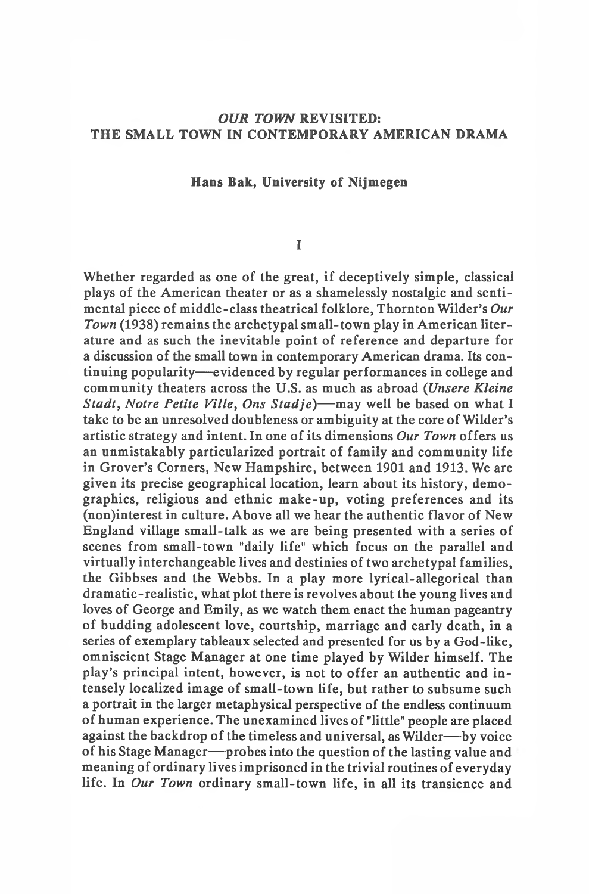# *OUR TOWN* REVISITED: THE SMALL TOWN IN CONTEMPORARY AMERICAN DRAMA

**Hans Bak, University of Nijmegen**

## I

Whether regarded as one of the great, if deceptively simple, classical plays of the American theater or as a shamelessly nostalgic and sentimental piece of middle-class theatrical folklore, Thornton Wilder's *Our Town* (1938) remains the archetypal small-town play in American literature and as such the inevitable point of reference and departure for a discussion of the small town in contemporary American drama. Its continuing popularity—evidenced by regular performances in college and community theaters across the U.S. as much as abroad (*Unsere Kleine Stadt*, *Notre Petite Ville*, *Ons Stadje*)—may well be based on what I take to be an unresolved doubleness or ambiguity at the core of Wilder's artistic strategy and intent. In one of its dimensions *Our Town* offers us an unmistakably particularized portrait of family and community life in Grover's Corners, New Hampshire, between 1901 and 1913. We are given its precise geographical location, learn about its history, demographics, religious and ethnic make-up, voting preferences and its (non)interest in culture. Above all we hear the authentic flavor of New England village small-talk as we are being presented with a series of scenes from small-town "daily life" which focus on the parallel and virtually interchangeable lives and destinies of two archetypal families, the Gibbses and the Webbs. In a play more lyrical-allegorical than dramatic-realistic, what plot there is revolves about the young lives and loves of George and Emily, as we watch them enact the human pageantry of budding adolescent love, courtship, marriage and early death, in a series of exemplary tableaux selected and presented for us by a God-like, omniscient Stage Manager at one time played by Wilder himself. The play's principal intent, however, is not to offer an authentic and intensely localized image of small-town life, but rather to subsume such a portrait in the larger metaphysical perspective of the endless continuum of human experience. The unexamined lives of "little" people are placed against the backdrop of the timeless and universal, as Wilder—by voice of his Stage Manager—probes into the question of the lasting value and meaning of ordinary lives imprisoned in the trivial routines of everyday life. In *Our Town* ordinary small-town life, in all its transience and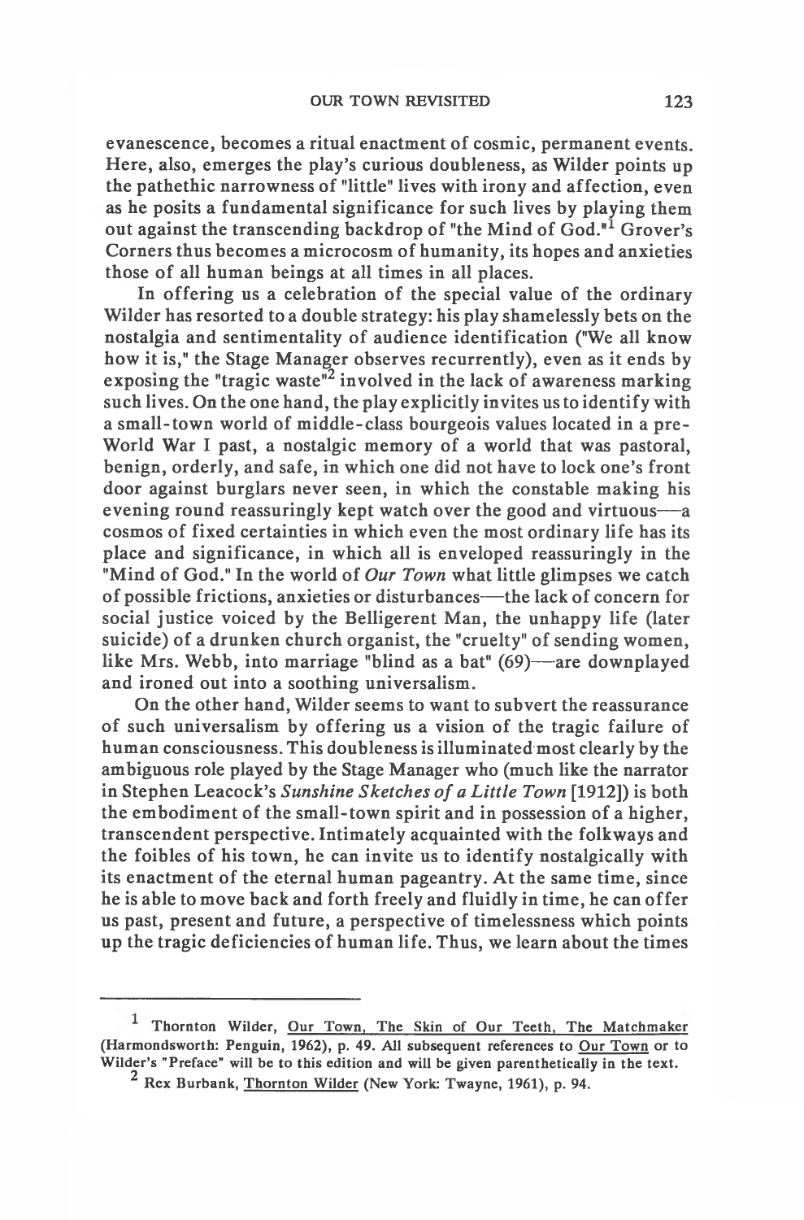evanescence, becomes a ritual enactment of cosmic, permanent events. Here, also, emerges the play's curious doubleness, as Wilder points up the pathethic narrowness of "little" lives with irony and affection, even as he posits a fundamental significance for such lives by playing them out against the transcending backdrop of "the Mind of God."[1] Grover's Corners thus becomes a microcosm of humanity, its hopes and anxieties those of all human beings at all times in all places.

In offering us a celebration of the special value of the ordinary Wilder has resorted to a double strategy: his play shamelessly bets on the nostalgia and sentimentality of audience identification ("We all know how it is," the Stage Manager observes recurrently), even as it ends by exposing the "tragic waste"[2] involved in the lack of awareness marking such lives. On the one hand, the play explicitly invites us to identify with a small-town world of middle-class bourgeois values located in a pre-World War I past, a nostalgic memory of a world that was pastoral, benign, orderly, and safe, in which one did not have to lock one's front door against burglars never seen, in which the constable making his evening round reassuringly kept watch over the good and virtuous—a cosmos of fixed certainties in which even the most ordinary life has its place and significance, in which all is enveloped reassuringly in the "Mind of God." In the world of *Our Town* what little glimpses we catch of possible frictions, anxieties or disturbances—the lack of concern for social justice voiced by the Belligerent Man, the unhappy life (later suicide) of a drunken church organist, the "cruelty" of sending women, like Mrs. Webb, into marriage "blind as a bat" (69)—are downplayed and ironed out into a soothing universalism.

On the other hand, Wilder seems to want to subvert the reassurance of such universalism by offering us a vision of the tragic failure of human consciousness. This doubleness is illuminated most clearly by the ambiguous role played by the Stage Manager who (much like the narrator in Stephen Leacock's *Sunshine Sketches of a Little Town* [1912]) is both the embodiment of the small-town spirit and in possession of a higher, transcendent perspective. Intimately acquainted with the folkways and the foibles of his town, he can invite us to identify nostalgically with its enactment of the eternal human pageantry. At the same time, since he is able to move back and forth freely and fluidly in time, he can offer us past, present and future, a perspective of timelessness which points up the tragic deficiencies of human life. Thus, we learn about the times

---

[1] Thornton Wilder, Our Town, The Skin of Our Teeth, The Matchmaker (Harmondsworth: Penguin, 1962), p. 49. All subsequent references to Our Town or to Wilder's "Preface" will be to this edition and will be given parenthetically in the text.

[2] Rex Burbank, Thornton Wilder (New York: Twayne, 1961), p. 94.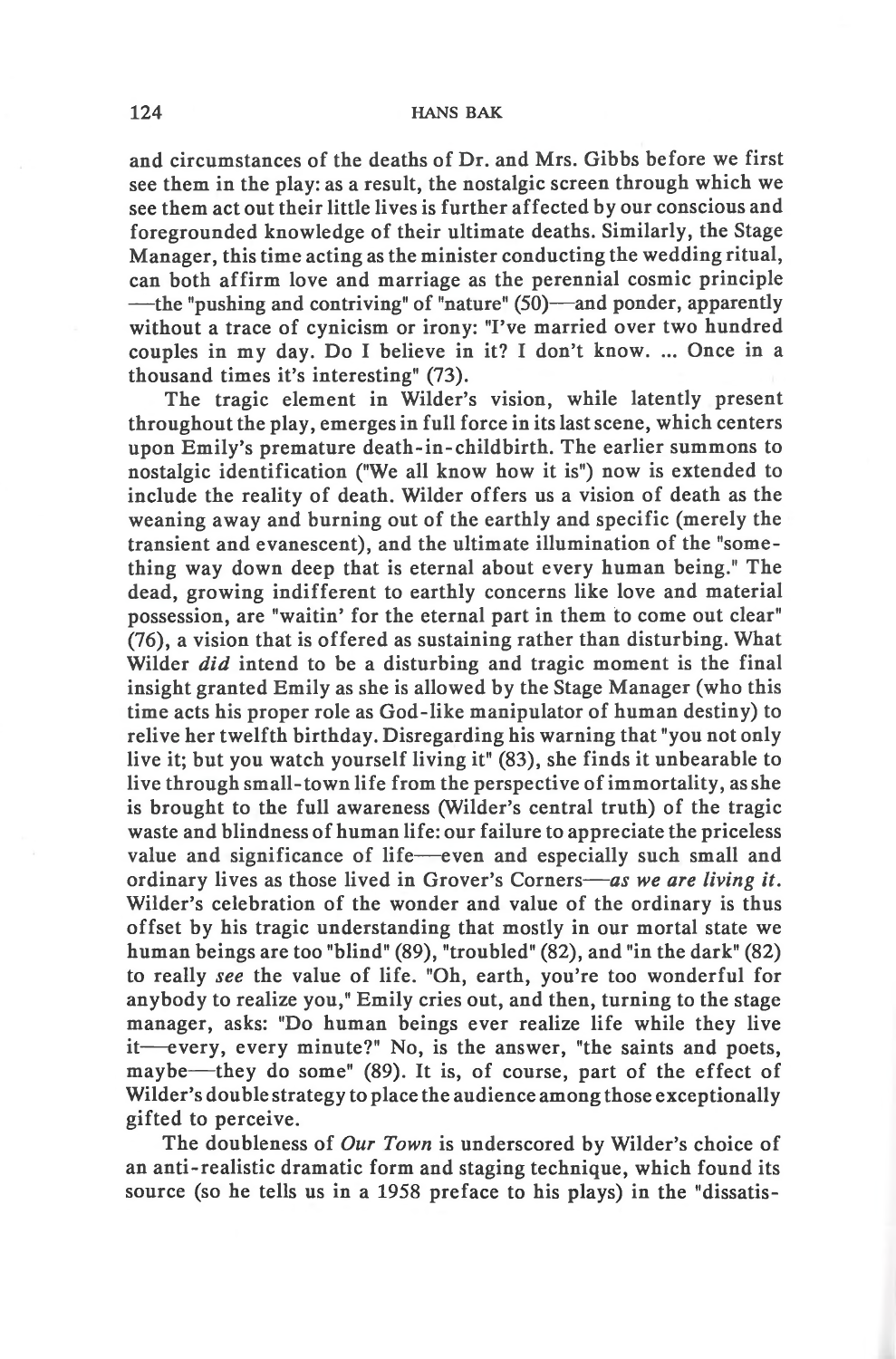and circumstances of the deaths of Dr. and Mrs. Gibbs before we first see them in the play: as a result, the nostalgic screen through which we see them act out their little lives is further affected by our conscious and foregrounded knowledge of their ultimate deaths. Similarly, the Stage Manager, this time acting as the minister conducting the wedding ritual, can both affirm love and marriage as the perennial cosmic principle —the "pushing and contriving" of "nature" (50)—and ponder, apparently without a trace of cynicism or irony: "I've married over two hundred couples in my day. Do I believe in it? I don't know. ... Once in a thousand times it's interesting" (73).

The tragic element in Wilder's vision, while latently present throughout the play, emerges in full force in its last scene, which centers upon Emily's premature death-in-childbirth. The earlier summons to nostalgic identification ("We all know how it is") now is extended to include the reality of death. Wilder offers us a vision of death as the weaning away and burning out of the earthly and specific (merely the transient and evanescent), and the ultimate illumination of the "something way down deep that is eternal about every human being." The dead, growing indifferent to earthly concerns like love and material possession, are "waitin' for the eternal part in them to come out clear" (76), a vision that is offered as sustaining rather than disturbing. What Wilder *did* intend to be a disturbing and tragic moment is the final insight granted Emily as she is allowed by the Stage Manager (who this time acts his proper role as God-like manipulator of human destiny) to relive her twelfth birthday. Disregarding his warning that "you not only live it; but you watch yourself living it" (83), she finds it unbearable to live through small-town life from the perspective of immortality, as she is brought to the full awareness (Wilder's central truth) of the tragic waste and blindness of human life: our failure to appreciate the priceless value and significance of life—even and especially such small and ordinary lives as those lived in Grover's Corners—*as we are living it*. Wilder's celebration of the wonder and value of the ordinary is thus offset by his tragic understanding that mostly in our mortal state we human beings are too "blind" (89), "troubled" (82), and "in the dark" (82) to really *see* the value of life. "Oh, earth, you're too wonderful for anybody to realize you," Emily cries out, and then, turning to the stage manager, asks: "Do human beings ever realize life while they live it—every, every minute?" No, is the answer, "the saints and poets, maybe—they do some" (89). It is, of course, part of the effect of Wilder's double strategy to place the audience among those exceptionally gifted to perceive.

The doubleness of *Our Town* is underscored by Wilder's choice of an anti-realistic dramatic form and staging technique, which found its source (so he tells us in a 1958 preface to his plays) in the "dissatis-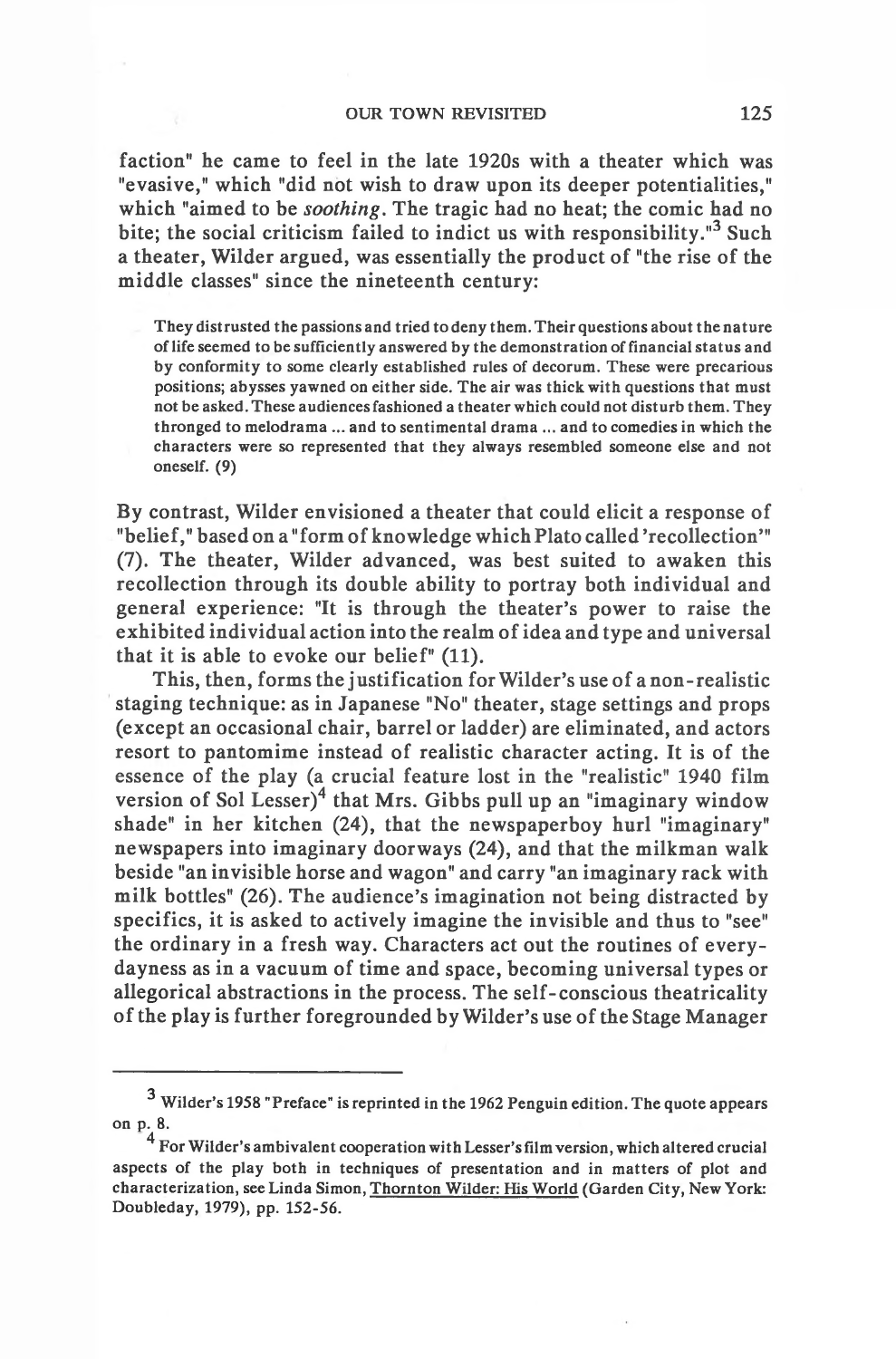faction" he came to feel in the late 1920s with a theater which was "evasive," which "did not wish to draw upon its deeper potentialities," which "aimed to be *soothing*. The tragic had no heat; the comic had no bite; the social criticism failed to indict us with responsibility."[3] Such a theater, Wilder argued, was essentially the product of "the rise of the middle classes" since the nineteenth century:

> They distrusted the passions and tried to deny them. Their questions about the nature of life seemed to be sufficiently answered by the demonstration of financial status and by conformity to some clearly established rules of decorum. These were precarious positions; abysses yawned on either side. The air was thick with questions that must not be asked. These audiences fashioned a theater which could not disturb them. They thronged to melodrama ... and to sentimental drama ... and to comedies in which the characters were so represented that they always resembled someone else and not oneself. (9)

By contrast, Wilder envisioned a theater that could elicit a response of "belief," based on a "form of knowledge which Plato called 'recollection'" (7). The theater, Wilder advanced, was best suited to awaken this recollection through its double ability to portray both individual and general experience: "It is through the theater's power to raise the exhibited individual action into the realm of idea and type and universal that it is able to evoke our belief" (11).

This, then, forms the justification for Wilder's use of a non-realistic staging technique: as in Japanese "No" theater, stage settings and props (except an occasional chair, barrel or ladder) are eliminated, and actors resort to pantomime instead of realistic character acting. It is of the essence of the play (a crucial feature lost in the "realistic" 1940 film version of Sol Lesser)[4] that Mrs. Gibbs pull up an "imaginary window shade" in her kitchen (24), that the newspaperboy hurl "imaginary" newspapers into imaginary doorways (24), and that the milkman walk beside "an invisible horse and wagon" and carry "an imaginary rack with milk bottles" (26). The audience's imagination not being distracted by specifics, it is asked to actively imagine the invisible and thus to "see" the ordinary in a fresh way. Characters act out the routines of everydayness as in a vacuum of time and space, becoming universal types or allegorical abstractions in the process. The self-conscious theatricality of the play is further foregrounded by Wilder's use of the Stage Manager

---

[3] Wilder's 1958 "Preface" is reprinted in the 1962 Penguin edition. The quote appears on p. 8.

[4] For Wilder's ambivalent cooperation with Lesser's film version, which altered crucial aspects of the play both in techniques of presentation and in matters of plot and characterization, see Linda Simon, Thornton Wilder: His World (Garden City, New York: Doubleday, 1979), pp. 152-56.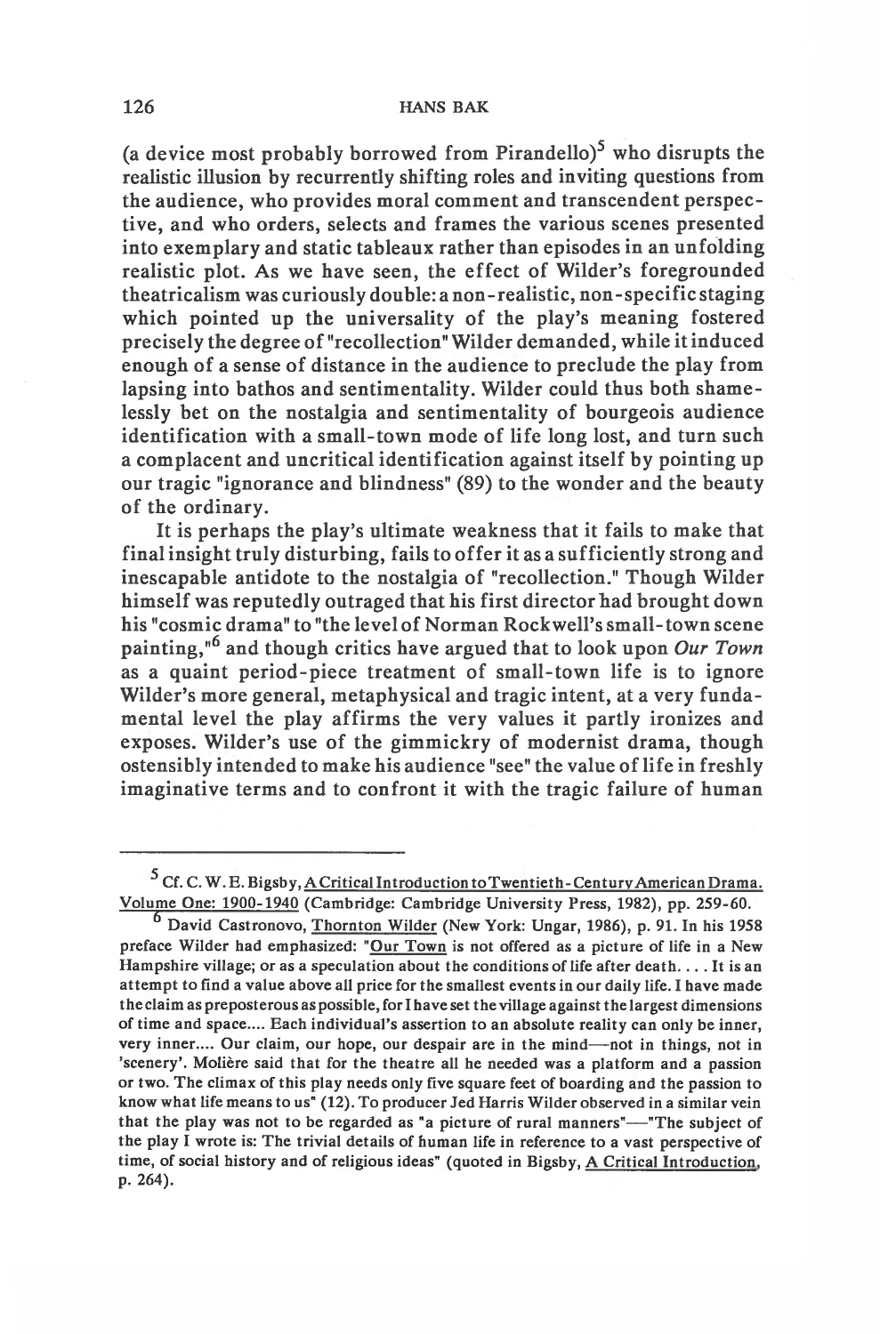(a device most probably borrowed from Pirandello)[5] who disrupts the realistic illusion by recurrently shifting roles and inviting questions from the audience, who provides moral comment and transcendent perspective, and who orders, selects and frames the various scenes presented into exemplary and static tableaux rather than episodes in an unfolding realistic plot. As we have seen, the effect of Wilder's foregrounded theatricalism was curiously double: a non-realistic, non-specific staging which pointed up the universality of the play's meaning fostered precisely the degree of "recollection" Wilder demanded, while it induced enough of a sense of distance in the audience to preclude the play from lapsing into bathos and sentimentality. Wilder could thus both shamelessly bet on the nostalgia and sentimentality of bourgeois audience identification with a small-town mode of life long lost, and turn such a complacent and uncritical identification against itself by pointing up our tragic "ignorance and blindness" (89) to the wonder and the beauty of the ordinary.

It is perhaps the play's ultimate weakness that it fails to make that final insight truly disturbing, fails to offer it as a sufficiently strong and inescapable antidote to the nostalgia of "recollection." Though Wilder himself was reputedly outraged that his first director had brought down his "cosmic drama" to "the level of Norman Rockwell's small-town scene painting,"[6] and though critics have argued that to look upon *Our Town* as a quaint period-piece treatment of small-town life is to ignore Wilder's more general, metaphysical and tragic intent, at a very fundamental level the play affirms the very values it partly ironizes and exposes. Wilder's use of the gimmickry of modernist drama, though ostensibly intended to make his audience "see" the value of life in freshly imaginative terms and to confront it with the tragic failure of human

---

[5] Cf. C. W. E. Bigsby, A Critical Introduction to Twentieth-Century American Drama. Volume One: 1900-1940 (Cambridge: Cambridge University Press, 1982), pp. 259-60.

[6] David Castronovo, Thornton Wilder (New York: Ungar, 1986), p. 91. In his 1958 preface Wilder had emphasized: "Our Town is not offered as a picture of life in a New Hampshire village; or as a speculation about the conditions of life after death. . . . It is an attempt to find a value above all price for the smallest events in our daily life. I have made the claim as preposterous as possible, for I have set the village against the largest dimensions of time and space.... Each individual's assertion to an absolute reality can only be inner, very inner.... Our claim, our hope, our despair are in the mind—not in things, not in 'scenery'. Molière said that for the theatre all he needed was a platform and a passion or two. The climax of this play needs only five square feet of boarding and the passion to know what life means to us" (12). To producer Jed Harris Wilder observed in a similar vein that the play was not to be regarded as "a picture of rural manners"—"The subject of the play I wrote is: The trivial details of human life in reference to a vast perspective of time, of social history and of religious ideas" (quoted in Bigsby, A Critical Introduction, p. 264).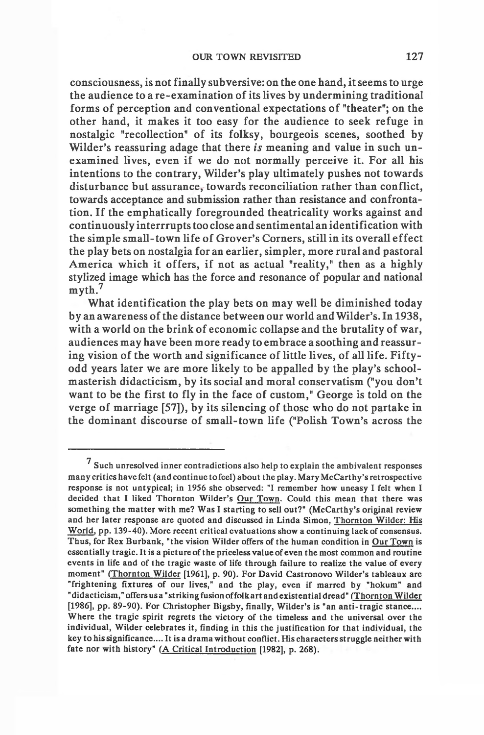consciousness, is not finally subversive: on the one hand, it seems to urge the audience to a re-examination of its lives by undermining traditional forms of perception and conventional expectations of "theater"; on the other hand, it makes it too easy for the audience to seek refuge in nostalgic "recollection" of its folksy, bourgeois scenes, soothed by Wilder's reassuring adage that there *is* meaning and value in such unexamined lives, even if we do not normally perceive it. For all his intentions to the contrary, Wilder's play ultimately pushes not towards disturbance but assurance, towards reconciliation rather than conflict, towards acceptance and submission rather than resistance and confrontation. If the emphatically foregrounded theatricality works against and continuously interrrupts too close and sentimental an identification with the simple small-town life of Grover's Corners, still in its overall effect the play bets on nostalgia for an earlier, simpler, more rural and pastoral America which it offers, if not as actual "reality," then as a highly stylized image which has the force and resonance of popular and national myth.[7]

What identification the play bets on may well be diminished today by an awareness of the distance between our world and Wilder's. In 1938, with a world on the brink of economic collapse and the brutality of war, audiences may have been more ready to embrace a soothing and reassuring vision of the worth and significance of little lives, of all life. Fifty-odd years later we are more likely to be appalled by the play's schoolmasterish didacticism, by its social and moral conservatism ("you don't want to be the first to fly in the face of custom," George is told on the verge of marriage [57]), by its silencing of those who do not partake in the dominant discourse of small-town life ("Polish Town's across the

---

[7] Such unresolved inner contradictions also help to explain the ambivalent responses many critics have felt (and continue to feel) about the play. Mary McCarthy's retrospective response is not untypical; in 1956 she observed: "I remember how uneasy I felt when I decided that I liked Thornton Wilder's Our Town. Could this mean that there was something the matter with me? Was I starting to sell out?" (McCarthy's original review and her later response are quoted and discussed in Linda Simon, Thornton Wilder: His World, pp. 139-40). More recent critical evaluations show a continuing lack of consensus. Thus, for Rex Burbank, "the vision Wilder offers of the human condition in Our Town is essentially tragic. It is a picture of the priceless value of even the most common and routine events in life and of the tragic waste of life through failure to realize the value of every moment" (Thornton Wilder [1961], p. 90). For David Castronovo Wilder's tableaux are "frightening fixtures of our lives," and the play, even if marred by "hokum" and "didacticism," offers us a "striking fusion of folk art and existential dread" (Thornton Wilder [1986], pp. 89-90). For Christopher Bigsby, finally, Wilder's is "an anti-tragic stance.... Where the tragic spirit regrets the victory of the timeless and the universal over the individual, Wilder celebrates it, finding in this the justification for that individual, the key to his significance.... It is a drama without conflict. His characters struggle neither with fate nor with history" (A Critical Introduction [1982], p. 268).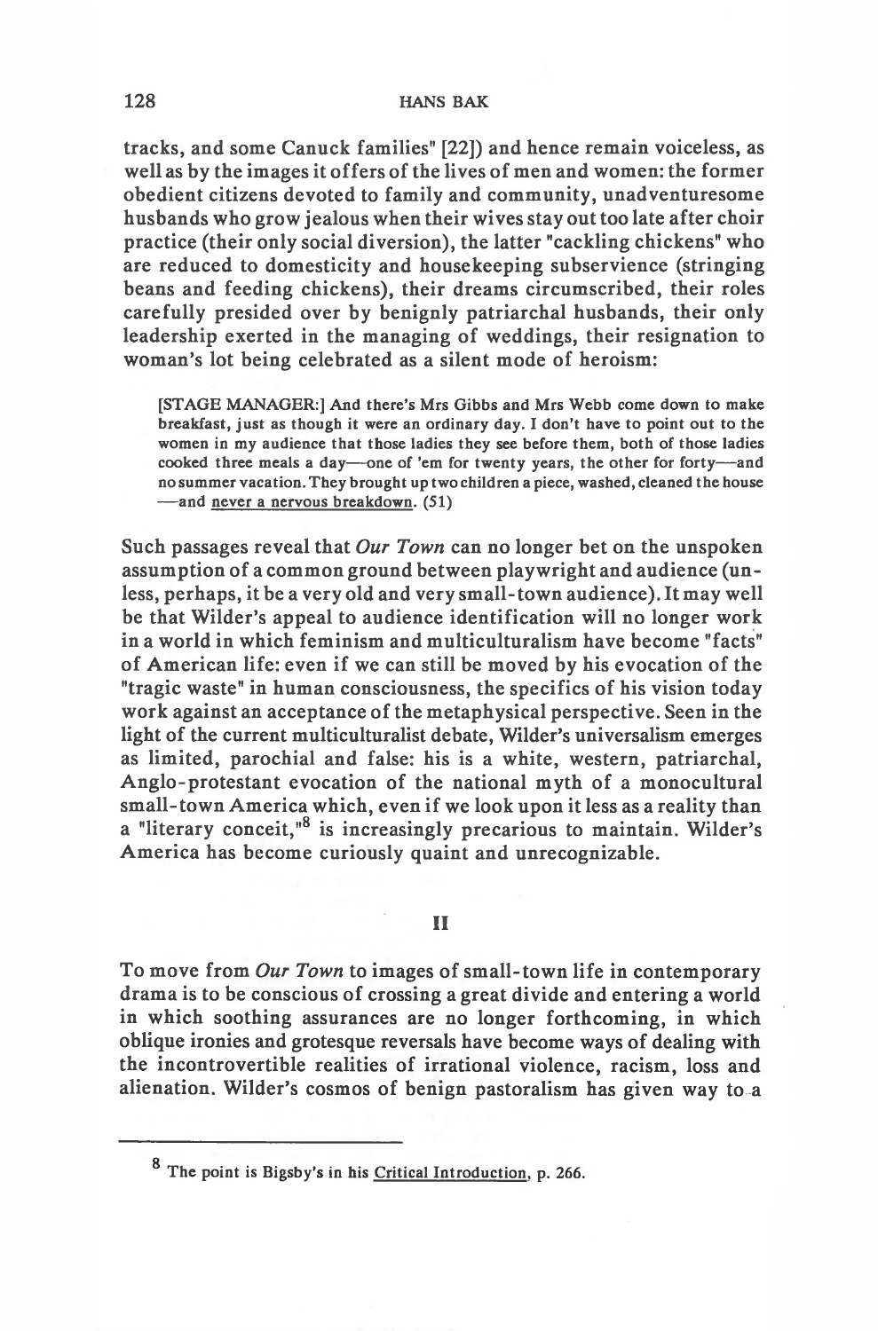tracks, and some Canuck families" [22]) and hence remain voiceless, as well as by the images it offers of the lives of men and women: the former obedient citizens devoted to family and community, unadventuresome husbands who grow jealous when their wives stay out too late after choir practice (their only social diversion), the latter "cackling chickens" who are reduced to domesticity and housekeeping subservience (stringing beans and feeding chickens), their dreams circumscribed, their roles carefully presided over by benignly patriarchal husbands, their only leadership exerted in the managing of weddings, their resignation to woman's lot being celebrated as a silent mode of heroism:

> [STAGE MANAGER:] And there's Mrs Gibbs and Mrs Webb come down to make breakfast, just as though it were an ordinary day. I don't have to point out to the women in my audience that those ladies they see before them, both of those ladies cooked three meals a day—one of 'em for twenty years, the other for forty—and no summer vacation. They brought up two children a piece, washed, cleaned the house —and never a nervous breakdown. (51)

Such passages reveal that *Our Town* can no longer bet on the unspoken assumption of a common ground between playwright and audience (unless, perhaps, it be a very old and very small-town audience). It may well be that Wilder's appeal to audience identification will no longer work in a world in which feminism and multiculturalism have become "facts" of American life: even if we can still be moved by his evocation of the "tragic waste" in human consciousness, the specifics of his vision today work against an acceptance of the metaphysical perspective. Seen in the light of the current multiculturalist debate, Wilder's universalism emerges as limited, parochial and false: his is a white, western, patriarchal, Anglo-protestant evocation of the national myth of a monocultural small-town America which, even if we look upon it less as a reality than a "literary conceit,"[8] is increasingly precarious to maintain. Wilder's America has become curiously quaint and unrecognizable.

## II

To move from *Our Town* to images of small-town life in contemporary drama is to be conscious of crossing a great divide and entering a world in which soothing assurances are no longer forthcoming, in which oblique ironies and grotesque reversals have become ways of dealing with the incontrovertible realities of irrational violence, racism, loss and alienation. Wilder's cosmos of benign pastoralism has given way to a

[8] The point is Bigsby's in his Critical Introduction, p. 266.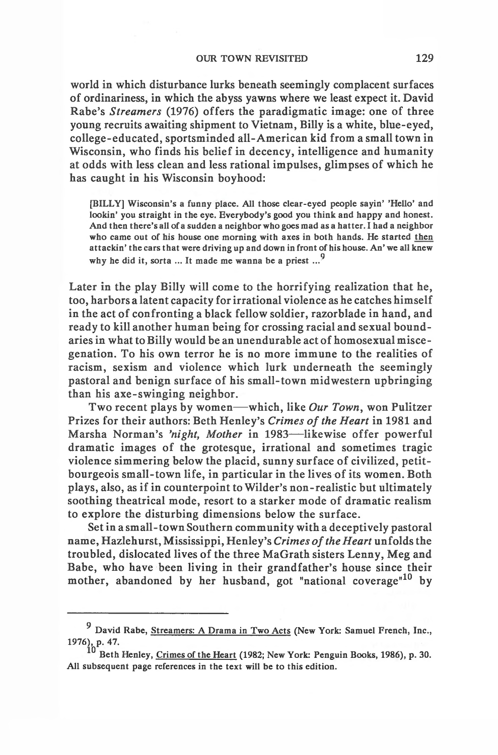world in which disturbance lurks beneath seemingly complacent surfaces of ordinariness, in which the abyss yawns where we least expect it. David Rabe's *Streamers* (1976) offers the paradigmatic image: one of three young recruits awaiting shipment to Vietnam, Billy is a white, blue-eyed, college-educated, sportsminded all-American kid from a small town in Wisconsin, who finds his belief in decency, intelligence and humanity at odds with less clean and less rational impulses, glimpses of which he has caught in his Wisconsin boyhood:

> [BILLY] Wisconsin's a funny place. All those clear-eyed people sayin' 'Hello' and lookin' you straight in the eye. Everybody's good you think and happy and honest. And then there's all of a sudden a neighbor who goes mad as a hatter. I had a neighbor who came out of his house one morning with axes in both hands. He started <u>then</u> attackin' the cars that were driving up and down in front of his house. An' we all knew why he did it, sorta ... It made me wanna be a priest ...[9]

Later in the play Billy will come to the horrifying realization that he, too, harbors a latent capacity for irrational violence as he catches himself in the act of confronting a black fellow soldier, razorblade in hand, and ready to kill another human being for crossing racial and sexual boundaries in what to Billy would be an unendurable act of homosexual miscegenation. To his own terror he is no more immune to the realities of racism, sexism and violence which lurk underneath the seemingly pastoral and benign surface of his small-town midwestern upbringing than his axe-swinging neighbor.

Two recent plays by women—which, like *Our Town*, won Pulitzer Prizes for their authors: Beth Henley's *Crimes of the Heart* in 1981 and Marsha Norman's *'night, Mother* in 1983—likewise offer powerful dramatic images of the grotesque, irrational and sometimes tragic violence simmering below the placid, sunny surface of civilized, petit-bourgeois small-town life, in particular in the lives of its women. Both plays, also, as if in counterpoint to Wilder's non-realistic but ultimately soothing theatrical mode, resort to a starker mode of dramatic realism to explore the disturbing dimensions below the surface.

Set in a small-town Southern community with a deceptively pastoral name, Hazlehurst, Mississippi, Henley's *Crimes of the Heart* unfolds the troubled, dislocated lives of the three MaGrath sisters Lenny, Meg and Babe, who have been living in their grandfather's house since their mother, abandoned by her husband, got "national coverage"[10] by

---

[9] David Rabe, <u>Streamers: A Drama in Two Acts</u> (New York: Samuel French, Inc., 1976), p. 47.

[10] Beth Henley, <u>Crimes of the Heart</u> (1982; New York: Penguin Books, 1986), p. 30. All subsequent page references in the text will be to this edition.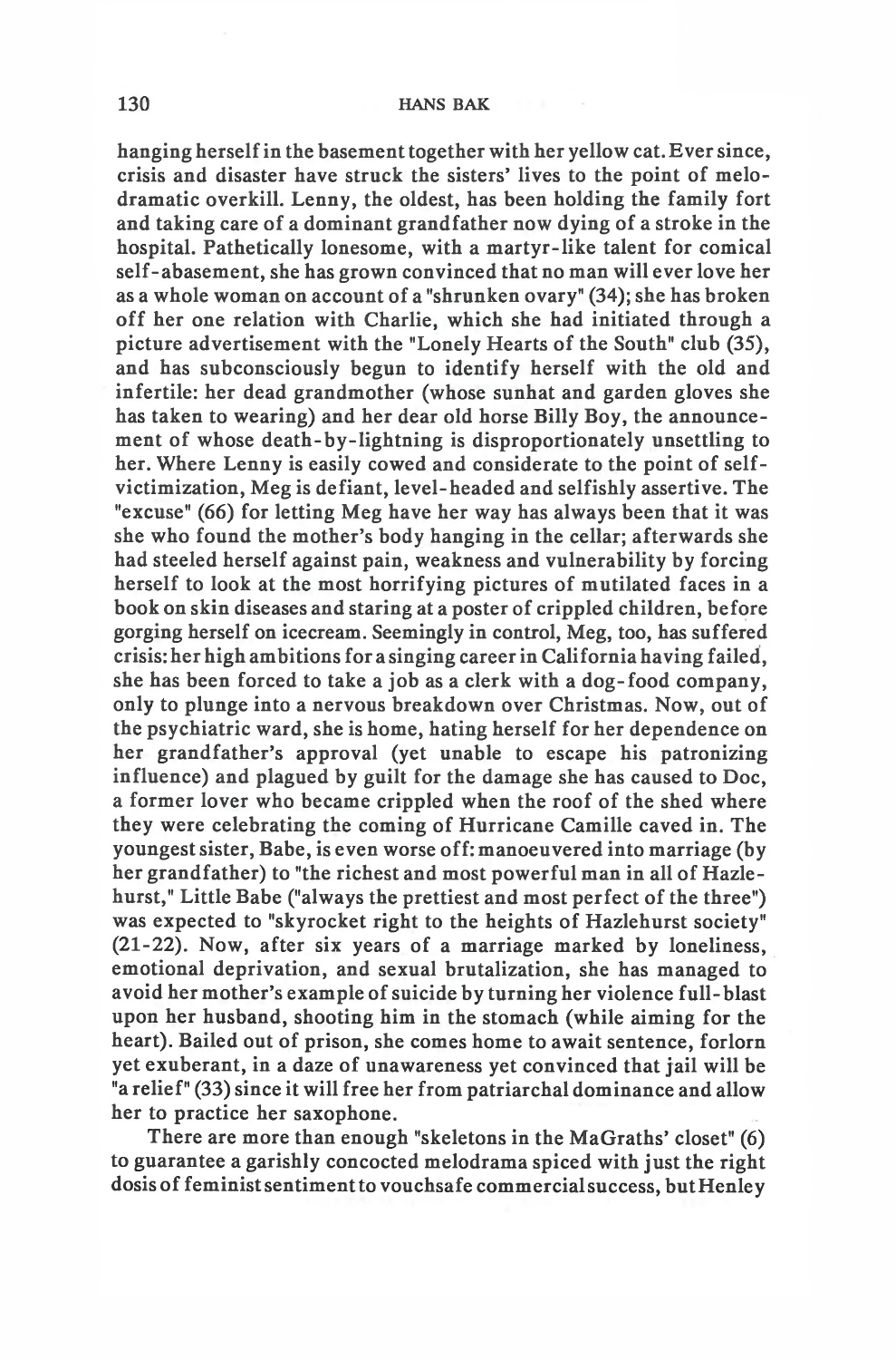hanging herself in the basement together with her yellow cat. Ever since, crisis and disaster have struck the sisters' lives to the point of melodramatic overkill. Lenny, the oldest, has been holding the family fort and taking care of a dominant grandfather now dying of a stroke in the hospital. Pathetically lonesome, with a martyr-like talent for comical self-abasement, she has grown convinced that no man will ever love her as a whole woman on account of a "shrunken ovary" (34); she has broken off her one relation with Charlie, which she had initiated through a picture advertisement with the "Lonely Hearts of the South" club (35), and has subconsciously begun to identify herself with the old and infertile: her dead grandmother (whose sunhat and garden gloves she has taken to wearing) and her dear old horse Billy Boy, the announcement of whose death-by-lightning is disproportionately unsettling to her. Where Lenny is easily cowed and considerate to the point of self-victimization, Meg is defiant, level-headed and selfishly assertive. The "excuse" (66) for letting Meg have her way has always been that it was she who found the mother's body hanging in the cellar; afterwards she had steeled herself against pain, weakness and vulnerability by forcing herself to look at the most horrifying pictures of mutilated faces in a book on skin diseases and staring at a poster of crippled children, before gorging herself on icecream. Seemingly in control, Meg, too, has suffered crisis: her high ambitions for a singing career in California having failed, she has been forced to take a job as a clerk with a dog-food company, only to plunge into a nervous breakdown over Christmas. Now, out of the psychiatric ward, she is home, hating herself for her dependence on her grandfather's approval (yet unable to escape his patronizing influence) and plagued by guilt for the damage she has caused to Doc, a former lover who became crippled when the roof of the shed where they were celebrating the coming of Hurricane Camille caved in. The youngest sister, Babe, is even worse off: manoeuvered into marriage (by her grandfather) to "the richest and most powerful man in all of Hazlehurst," Little Babe ("always the prettiest and most perfect of the three") was expected to "skyrocket right to the heights of Hazlehurst society" (21-22). Now, after six years of a marriage marked by loneliness, emotional deprivation, and sexual brutalization, she has managed to avoid her mother's example of suicide by turning her violence full-blast upon her husband, shooting him in the stomach (while aiming for the heart). Bailed out of prison, she comes home to await sentence, forlorn yet exuberant, in a daze of unawareness yet convinced that jail will be "a relief" (33) since it will free her from patriarchal dominance and allow her to practice her saxophone.

There are more than enough "skeletons in the MaGraths' closet" (6) to guarantee a garishly concocted melodrama spiced with just the right dosis of feminist sentiment to vouchsafe commercial success, but Henley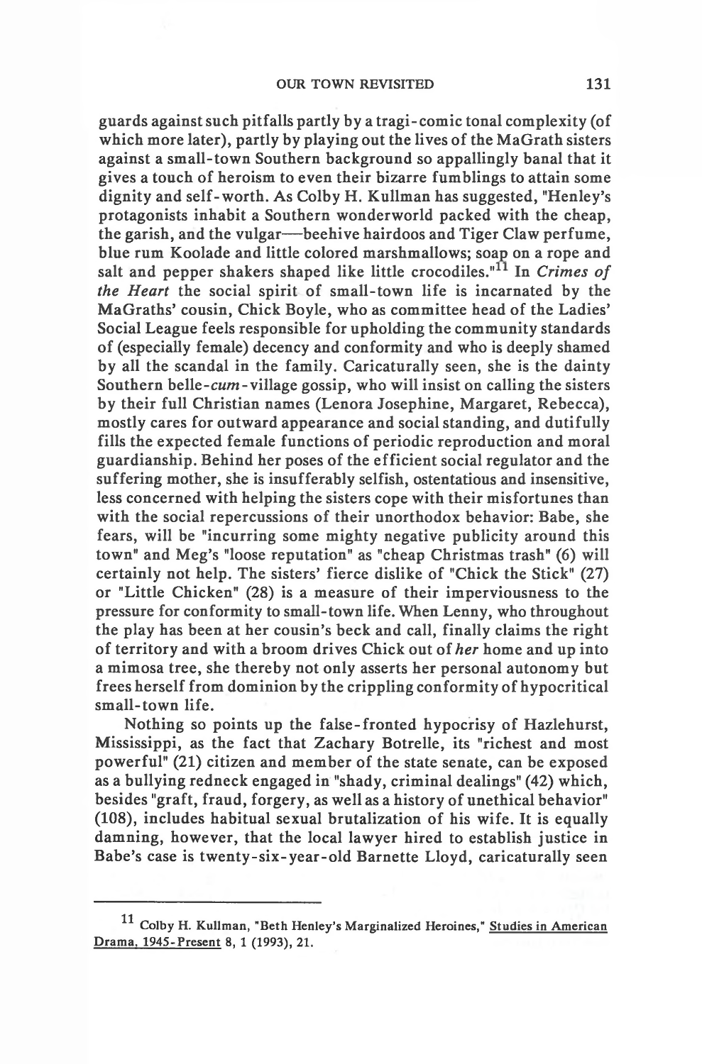guards against such pitfalls partly by a tragi-comic tonal complexity (of which more later), partly by playing out the lives of the MaGrath sisters against a small-town Southern background so appallingly banal that it gives a touch of heroism to even their bizarre fumblings to attain some dignity and self-worth. As Colby H. Kullman has suggested, "Henley's protagonists inhabit a Southern wonderworld packed with the cheap, the garish, and the vulgar—beehive hairdoos and Tiger Claw perfume, blue rum Koolade and little colored marshmallows; soap on a rope and salt and pepper shakers shaped like little crocodiles."[11] In *Crimes of the Heart* the social spirit of small-town life is incarnated by the MaGraths' cousin, Chick Boyle, who as committee head of the Ladies' Social League feels responsible for upholding the community standards of (especially female) decency and conformity and who is deeply shamed by all the scandal in the family. Caricaturally seen, she is the dainty Southern belle-*cum*-village gossip, who will insist on calling the sisters by their full Christian names (Lenora Josephine, Margaret, Rebecca), mostly cares for outward appearance and social standing, and dutifully fills the expected female functions of periodic reproduction and moral guardianship. Behind her poses of the efficient social regulator and the suffering mother, she is insufferably selfish, ostentatious and insensitive, less concerned with helping the sisters cope with their misfortunes than with the social repercussions of their unorthodox behavior: Babe, she fears, will be "incurring some mighty negative publicity around this town" and Meg's "loose reputation" as "cheap Christmas trash" (6) will certainly not help. The sisters' fierce dislike of "Chick the Stick" (27) or "Little Chicken" (28) is a measure of their imperviousness to the pressure for conformity to small-town life. When Lenny, who throughout the play has been at her cousin's beck and call, finally claims the right of territory and with a broom drives Chick out of *her* home and up into a mimosa tree, she thereby not only asserts her personal autonomy but frees herself from dominion by the crippling conformity of hypocritical small-town life.

Nothing so points up the false-fronted hypocrisy of Hazlehurst, Mississippi, as the fact that Zachary Botrelle, its "richest and most powerful" (21) citizen and member of the state senate, can be exposed as a bullying redneck engaged in "shady, criminal dealings" (42) which, besides "graft, fraud, forgery, as well as a history of unethical behavior" (108), includes habitual sexual brutalization of his wife. It is equally damning, however, that the local lawyer hired to establish justice in Babe's case is twenty-six-year-old Barnette Lloyd, caricaturally seen

---

[11] Colby H. Kullman, "Beth Henley's Marginalized Heroines," Studies in American Drama, 1945-Present 8, 1 (1993), 21.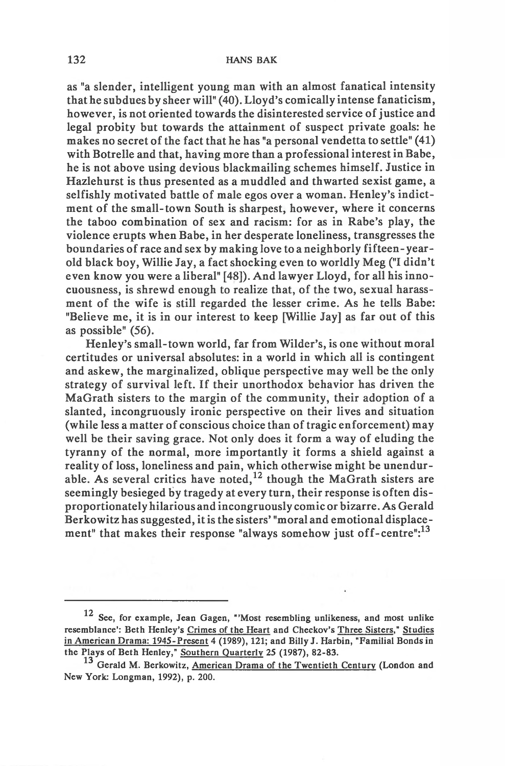as "a slender, intelligent young man with an almost fanatical intensity that he subdues by sheer will" (40). Lloyd's comically intense fanaticism, however, is not oriented towards the disinterested service of justice and legal probity but towards the attainment of suspect private goals: he makes no secret of the fact that he has "a personal vendetta to settle" (41) with Botrelle and that, having more than a professional interest in Babe, he is not above using devious blackmailing schemes himself. Justice in Hazlehurst is thus presented as a muddled and thwarted sexist game, a selfishly motivated battle of male egos over a woman. Henley's indictment of the small-town South is sharpest, however, where it concerns the taboo combination of sex and racism: for as in Rabe's play, the violence erupts when Babe, in her desperate loneliness, transgresses the boundaries of race and sex by making love to a neighborly fifteen-year-old black boy, Willie Jay, a fact shocking even to worldly Meg ("I didn't even know you were a liberal" [48]). And lawyer Lloyd, for all his innocuousness, is shrewd enough to realize that, of the two, sexual harassment of the wife is still regarded the lesser crime. As he tells Babe: "Believe me, it is in our interest to keep [Willie Jay] as far out of this as possible" (56).

Henley's small-town world, far from Wilder's, is one without moral certitudes or universal absolutes: in a world in which all is contingent and askew, the marginalized, oblique perspective may well be the only strategy of survival left. If their unorthodox behavior has driven the MaGrath sisters to the margin of the community, their adoption of a slanted, incongruously ironic perspective on their lives and situation (while less a matter of conscious choice than of tragic enforcement) may well be their saving grace. Not only does it form a way of eluding the tyranny of the normal, more importantly it forms a shield against a reality of loss, loneliness and pain, which otherwise might be unendurable. As several critics have noted,[12] though the MaGrath sisters are seemingly besieged by tragedy at every turn, their response is often disproportionately hilarious and incongruously comic or bizarre. As Gerald Berkowitz has suggested, it is the sisters' "moral and emotional displacement" that makes their response "always somehow just off-centre":[13]

---

[12] See, for example, Jean Gagen, "'Most resembling unlikeness, and most unlike resemblance': Beth Henley's Crimes of the Heart and Checkov's Three Sisters," Studies in American Drama: 1945-Present 4 (1989), 121; and Billy J. Harbin, "Familial Bonds in the Plays of Beth Henley," Southern Quarterly 25 (1987), 82-83.

[13] Gerald M. Berkowitz, American Drama of the Twentieth Century (London and New York: Longman, 1992), p. 200.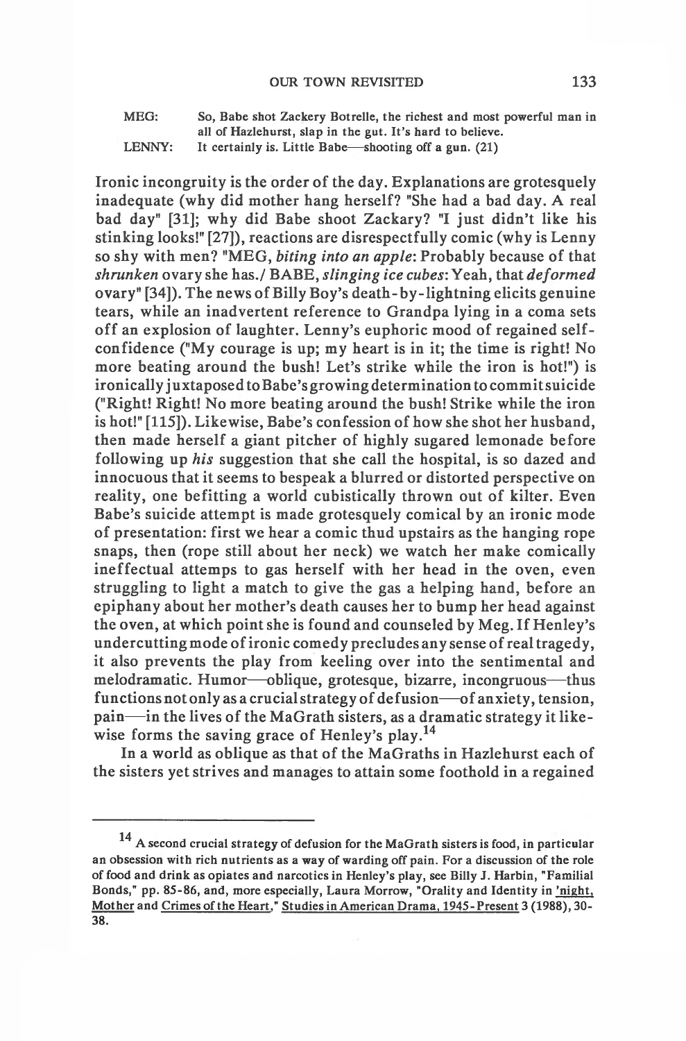| MEG: | So, Babe shot Zackery Botrelle, the richest and most powerful man in all of Hazlehurst, slap in the gut. It's hard to believe. |
|---|---|
| LENNY: | It certainly is. Little Babe—shooting off a gun. (21) |

Ironic incongruity is the order of the day. Explanations are grotesquely inadequate (why did mother hang herself? "She had a bad day. A real bad day" [31]; why did Babe shoot Zackary? "I just didn't like his stinking looks!" [27]), reactions are disrespectfully comic (why is Lenny so shy with men? "MEG, *biting into an apple*: Probably because of that *shrunken* ovary she has./ BABE, *slinging ice cubes*: Yeah, that *deformed* ovary" [34]). The news of Billy Boy's death-by-lightning elicits genuine tears, while an inadvertent reference to Grandpa lying in a coma sets off an explosion of laughter. Lenny's euphoric mood of regained self-confidence ("My courage is up; my heart is in it; the time is right! No more beating around the bush! Let's strike while the iron is hot!") is ironically juxtaposed to Babe's growing determination to commit suicide ("Right! Right! No more beating around the bush! Strike while the iron is hot!" [115]). Likewise, Babe's confession of how she shot her husband, then made herself a giant pitcher of highly sugared lemonade before following up *his* suggestion that she call the hospital, is so dazed and innocuous that it seems to bespeak a blurred or distorted perspective on reality, one befitting a world cubistically thrown out of kilter. Even Babe's suicide attempt is made grotesquely comical by an ironic mode of presentation: first we hear a comic thud upstairs as the hanging rope snaps, then (rope still about her neck) we watch her make comically ineffectual attemps to gas herself with her head in the oven, even struggling to light a match to give the gas a helping hand, before an epiphany about her mother's death causes her to bump her head against the oven, at which point she is found and counseled by Meg. If Henley's undercutting mode of ironic comedy precludes any sense of real tragedy, it also prevents the play from keeling over into the sentimental and melodramatic. Humor—oblique, grotesque, bizarre, incongruous—thus functions not only as a crucial strategy of defusion—of anxiety, tension, pain—in the lives of the MaGrath sisters, as a dramatic strategy it likewise forms the saving grace of Henley's play.[14]

In a world as oblique as that of the MaGraths in Hazlehurst each of the sisters yet strives and manages to attain some foothold in a regained

---

[14] A second crucial strategy of defusion for the MaGrath sisters is food, in particular an obsession with rich nutrients as a way of warding off pain. For a discussion of the role of food and drink as opiates and narcotics in Henley's play, see Billy J. Harbin, "Familial Bonds," pp. 85-86, and, more especially, Laura Morrow, "Orality and Identity in 'night, Mother and Crimes of the Heart," Studies in American Drama, 1945-Present 3 (1988), 30-38.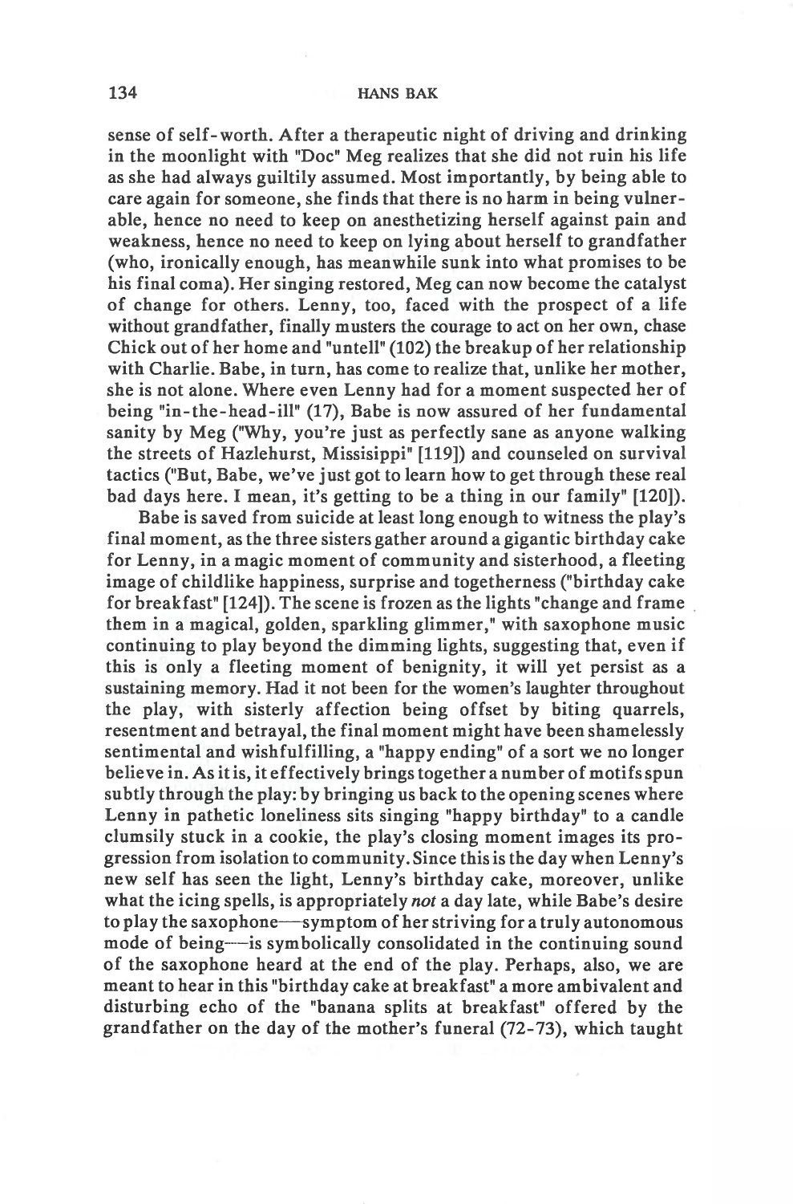sense of self-worth. After a therapeutic night of driving and drinking in the moonlight with "Doc" Meg realizes that she did not ruin his life as she had always guiltily assumed. Most importantly, by being able to care again for someone, she finds that there is no harm in being vulnerable, hence no need to keep on anesthetizing herself against pain and weakness, hence no need to keep on lying about herself to grandfather (who, ironically enough, has meanwhile sunk into what promises to be his final coma). Her singing restored, Meg can now become the catalyst of change for others. Lenny, too, faced with the prospect of a life without grandfather, finally musters the courage to act on her own, chase Chick out of her home and "untell" (102) the breakup of her relationship with Charlie. Babe, in turn, has come to realize that, unlike her mother, she is not alone. Where even Lenny had for a moment suspected her of being "in-the-head-ill" (17), Babe is now assured of her fundamental sanity by Meg ("Why, you're just as perfectly sane as anyone walking the streets of Hazlehurst, Missisippi" [119]) and counseled on survival tactics ("But, Babe, we've just got to learn how to get through these real bad days here. I mean, it's getting to be a thing in our family" [120]).

Babe is saved from suicide at least long enough to witness the play's final moment, as the three sisters gather around a gigantic birthday cake for Lenny, in a magic moment of community and sisterhood, a fleeting image of childlike happiness, surprise and togetherness ("birthday cake for breakfast" [124]). The scene is frozen as the lights "change and frame them in a magical, golden, sparkling glimmer," with saxophone music continuing to play beyond the dimming lights, suggesting that, even if this is only a fleeting moment of benignity, it will yet persist as a sustaining memory. Had it not been for the women's laughter throughout the play, with sisterly affection being offset by biting quarrels, resentment and betrayal, the final moment might have been shamelessly sentimental and wishfulfilling, a "happy ending" of a sort we no longer believe in. As it is, it effectively brings together a number of motifs spun subtly through the play: by bringing us back to the opening scenes where Lenny in pathetic loneliness sits singing "happy birthday" to a candle clumsily stuck in a cookie, the play's closing moment images its progression from isolation to community. Since this is the day when Lenny's new self has seen the light, Lenny's birthday cake, moreover, unlike what the icing spells, is appropriately *not* a day late, while Babe's desire to play the saxophone—symptom of her striving for a truly autonomous mode of being—is symbolically consolidated in the continuing sound of the saxophone heard at the end of the play. Perhaps, also, we are meant to hear in this "birthday cake at breakfast" a more ambivalent and disturbing echo of the "banana splits at breakfast" offered by the grandfather on the day of the mother's funeral (72-73), which taught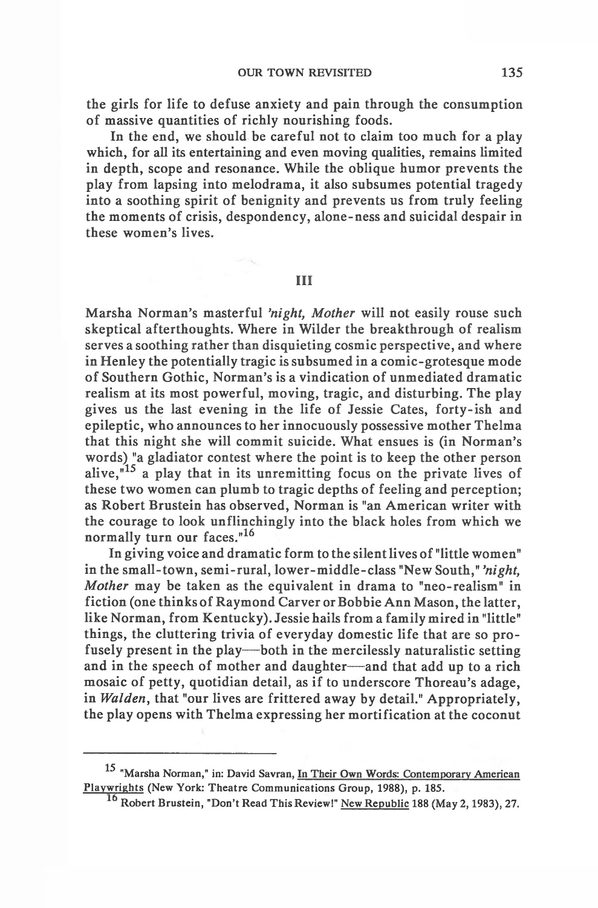the girls for life to defuse anxiety and pain through the consumption of massive quantities of richly nourishing foods.

In the end, we should be careful not to claim too much for a play which, for all its entertaining and even moving qualities, remains limited in depth, scope and resonance. While the oblique humor prevents the play from lapsing into melodrama, it also subsumes potential tragedy into a soothing spirit of benignity and prevents us from truly feeling the moments of crisis, despondency, alone-ness and suicidal despair in these women's lives.

## III

Marsha Norman's masterful *'night, Mother* will not easily rouse such skeptical afterthoughts. Where in Wilder the breakthrough of realism serves a soothing rather than disquieting cosmic perspective, and where in Henley the potentially tragic is subsumed in a comic-grotesque mode of Southern Gothic, Norman's is a vindication of unmediated dramatic realism at its most powerful, moving, tragic, and disturbing. The play gives us the last evening in the life of Jessie Cates, forty-ish and epileptic, who announces to her innocuously possessive mother Thelma that this night she will commit suicide. What ensues is (in Norman's words) "a gladiator contest where the point is to keep the other person alive,"[15] a play that in its unremitting focus on the private lives of these two women can plumb to tragic depths of feeling and perception; as Robert Brustein has observed, Norman is "an American writer with the courage to look unflinchingly into the black holes from which we normally turn our faces."[16]

In giving voice and dramatic form to the silent lives of "little women" in the small-town, semi-rural, lower-middle-class "New South," *'night, Mother* may be taken as the equivalent in drama to "neo-realism" in fiction (one thinks of Raymond Carver or Bobbie Ann Mason, the latter, like Norman, from Kentucky). Jessie hails from a family mired in "little" things, the cluttering trivia of everyday domestic life that are so profusely present in the play—both in the mercilessly naturalistic setting and in the speech of mother and daughter—and that add up to a rich mosaic of petty, quotidian detail, as if to underscore Thoreau's adage, in *Walden*, that "our lives are frittered away by detail." Appropriately, the play opens with Thelma expressing her mortification at the coconut

---

[15] "Marsha Norman," in: David Savran, In Their Own Words: Contemporary American Playwrights (New York: Theatre Communications Group, 1988), p. 185.

[16] Robert Brustein, "Don't Read This Review!" New Republic 188 (May 2, 1983), 27.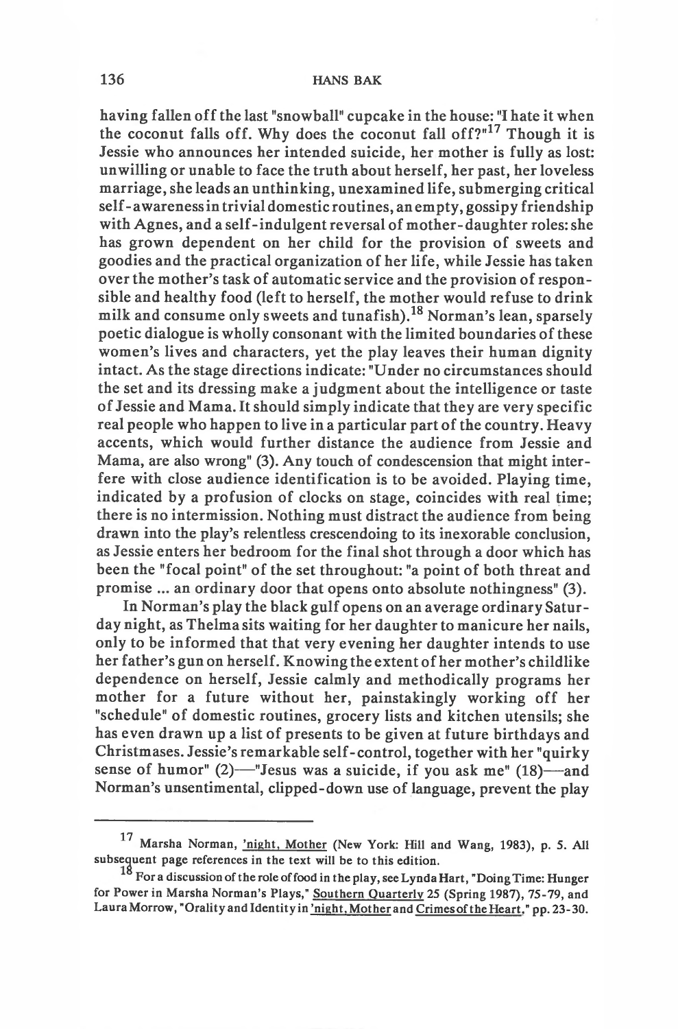having fallen off the last "snowball" cupcake in the house: "I hate it when the coconut falls off. Why does the coconut fall off?"[17] Though it is Jessie who announces her intended suicide, her mother is fully as lost: unwilling or unable to face the truth about herself, her past, her loveless marriage, she leads an unthinking, unexamined life, submerging critical self-awareness in trivial domestic routines, an empty, gossipy friendship with Agnes, and a self-indulgent reversal of mother-daughter roles: she has grown dependent on her child for the provision of sweets and goodies and the practical organization of her life, while Jessie has taken over the mother's task of automatic service and the provision of responsible and healthy food (left to herself, the mother would refuse to drink milk and consume only sweets and tunafish).[18] Norman's lean, sparsely poetic dialogue is wholly consonant with the limited boundaries of these women's lives and characters, yet the play leaves their human dignity intact. As the stage directions indicate: "Under no circumstances should the set and its dressing make a judgment about the intelligence or taste of Jessie and Mama. It should simply indicate that they are very specific real people who happen to live in a particular part of the country. Heavy accents, which would further distance the audience from Jessie and Mama, are also wrong" (3). Any touch of condescension that might interfere with close audience identification is to be avoided. Playing time, indicated by a profusion of clocks on stage, coincides with real time; there is no intermission. Nothing must distract the audience from being drawn into the play's relentless crescendoing to its inexorable conclusion, as Jessie enters her bedroom for the final shot through a door which has been the "focal point" of the set throughout: "a point of both threat and promise ... an ordinary door that opens onto absolute nothingness" (3).

In Norman's play the black gulf opens on an average ordinary Saturday night, as Thelma sits waiting for her daughter to manicure her nails, only to be informed that that very evening her daughter intends to use her father's gun on herself. Knowing the extent of her mother's childlike dependence on herself, Jessie calmly and methodically programs her mother for a future without her, painstakingly working off her "schedule" of domestic routines, grocery lists and kitchen utensils; she has even drawn up a list of presents to be given at future birthdays and Christmases. Jessie's remarkable self-control, together with her "quirky sense of humor" (2)—"Jesus was a suicide, if you ask me" (18)—and Norman's unsentimental, clipped-down use of language, prevent the play

---

[17] Marsha Norman, _'night, Mother_ (New York: Hill and Wang, 1983), p. 5. All subsequent page references in the text will be to this edition.

[18] For a discussion of the role of food in the play, see Lynda Hart, "Doing Time: Hunger for Power in Marsha Norman's Plays," _Southern Quarterly_ 25 (Spring 1987), 75-79, and Laura Morrow, "Orality and Identity in _'night, Mother_ and _Crimes of the Heart_," pp. 23-30.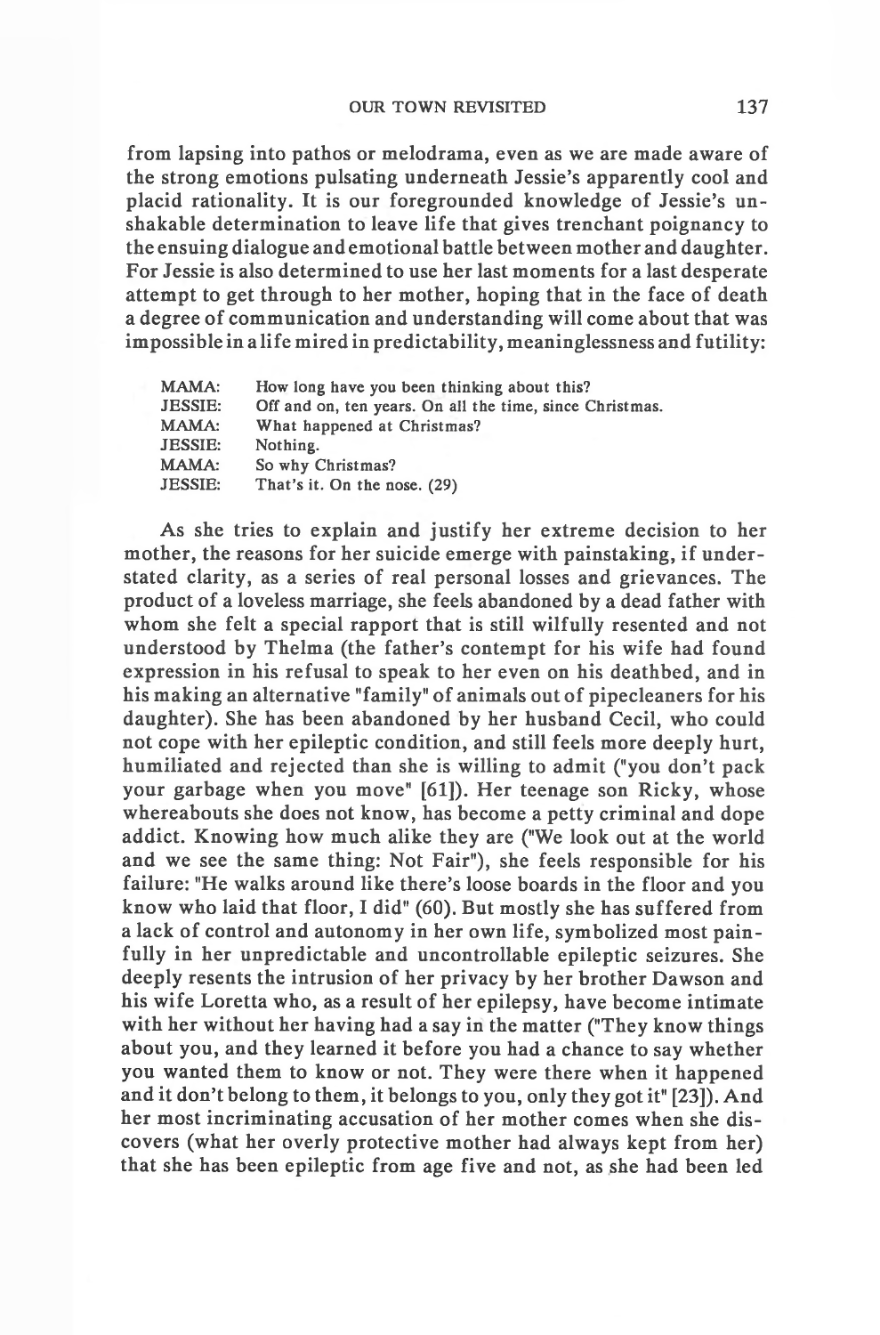from lapsing into pathos or melodrama, even as we are made aware of the strong emotions pulsating underneath Jessie's apparently cool and placid rationality. It is our foregrounded knowledge of Jessie's unshakable determination to leave life that gives trenchant poignancy to the ensuing dialogue and emotional battle between mother and daughter. For Jessie is also determined to use her last moments for a last desperate attempt to get through to her mother, hoping that in the face of death a degree of communication and understanding will come about that was impossible in a life mired in predictability, meaninglessness and futility:

| | |
|---|---|
| MAMA: | How long have you been thinking about this? |
| JESSIE: | Off and on, ten years. On all the time, since Christmas. |
| MAMA: | What happened at Christmas? |
| JESSIE: | Nothing. |
| MAMA: | So why Christmas? |
| JESSIE: | That's it. On the nose. (29) |

As she tries to explain and justify her extreme decision to her mother, the reasons for her suicide emerge with painstaking, if understated clarity, as a series of real personal losses and grievances. The product of a loveless marriage, she feels abandoned by a dead father with whom she felt a special rapport that is still wilfully resented and not understood by Thelma (the father's contempt for his wife had found expression in his refusal to speak to her even on his deathbed, and in his making an alternative "family" of animals out of pipecleaners for his daughter). She has been abandoned by her husband Cecil, who could not cope with her epileptic condition, and still feels more deeply hurt, humiliated and rejected than she is willing to admit ("you don't pack your garbage when you move" [61]). Her teenage son Ricky, whose whereabouts she does not know, has become a petty criminal and dope addict. Knowing how much alike they are ("We look out at the world and we see the same thing: Not Fair"), she feels responsible for his failure: "He walks around like there's loose boards in the floor and you know who laid that floor, I did" (60). But mostly she has suffered from a lack of control and autonomy in her own life, symbolized most painfully in her unpredictable and uncontrollable epileptic seizures. She deeply resents the intrusion of her privacy by her brother Dawson and his wife Loretta who, as a result of her epilepsy, have become intimate with her without her having had a say in the matter ("They know things about you, and they learned it before you had a chance to say whether you wanted them to know or not. They were there when it happened and it don't belong to them, it belongs to you, only they got it" [23]). And her most incriminating accusation of her mother comes when she discovers (what her overly protective mother had always kept from her) that she has been epileptic from age five and not, as she had been led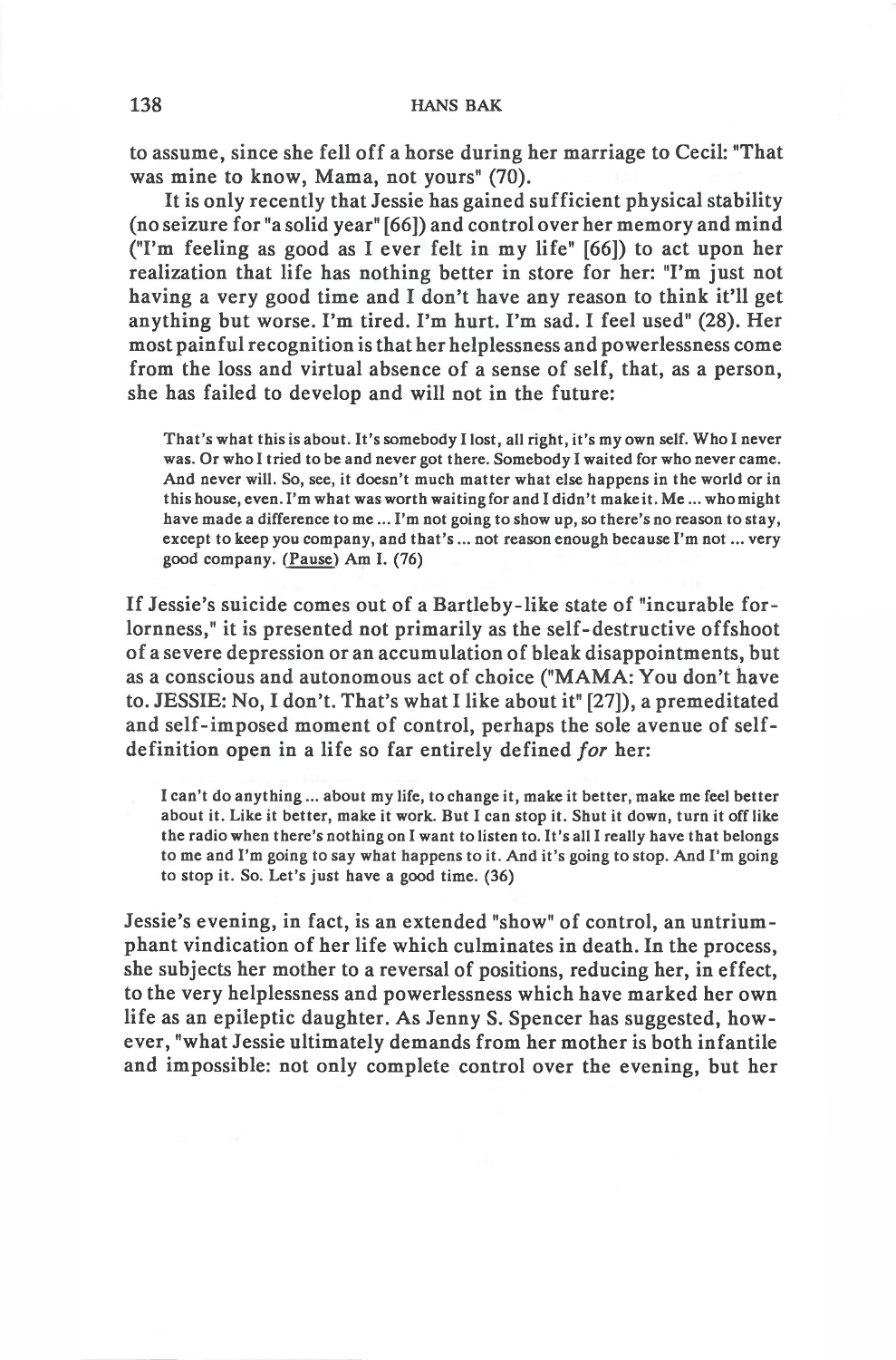to assume, since she fell off a horse during her marriage to Cecil: "That was mine to know, Mama, not yours" (70).

It is only recently that Jessie has gained sufficient physical stability (no seizure for "a solid year" [66]) and control over her memory and mind ("I'm feeling as good as I ever felt in my life" [66]) to act upon her realization that life has nothing better in store for her: "I'm just not having a very good time and I don't have any reason to think it'll get anything but worse. I'm tired. I'm hurt. I'm sad. I feel used" (28). Her most painful recognition is that her helplessness and powerlessness come from the loss and virtual absence of a sense of self, that, as a person, she has failed to develop and will not in the future:

> That's what this is about. It's somebody I lost, all right, it's my own self. Who I never was. Or who I tried to be and never got there. Somebody I waited for who never came. And never will. So, see, it doesn't much matter what else happens in the world or in this house, even. I'm what was worth waiting for and I didn't make it. Me ... who might have made a difference to me ... I'm not going to show up, so there's no reason to stay, except to keep you company, and that's ... not reason enough because I'm not ... very good company. (<u>Pause</u>) Am I. (76)

If Jessie's suicide comes out of a Bartleby-like state of "incurable forlornness," it is presented not primarily as the self-destructive offshoot of a severe depression or an accumulation of bleak disappointments, but as a conscious and autonomous act of choice ("MAMA: You don't have to. JESSIE: No, I don't. That's what I like about it" [27]), a premeditated and self-imposed moment of control, perhaps the sole avenue of self-definition open in a life so far entirely defined *for* her:

> I can't do anything ... about my life, to change it, make it better, make me feel better about it. Like it better, make it work. But I can stop it. Shut it down, turn it off like the radio when there's nothing on I want to listen to. It's all I really have that belongs to me and I'm going to say what happens to it. And it's going to stop. And I'm going to stop it. So. Let's just have a good time. (36)

Jessie's evening, in fact, is an extended "show" of control, an untriumphant vindication of her life which culminates in death. In the process, she subjects her mother to a reversal of positions, reducing her, in effect, to the very helplessness and powerlessness which have marked her own life as an epileptic daughter. As Jenny S. Spencer has suggested, however, "what Jessie ultimately demands from her mother is both infantile and impossible: not only complete control over the evening, but her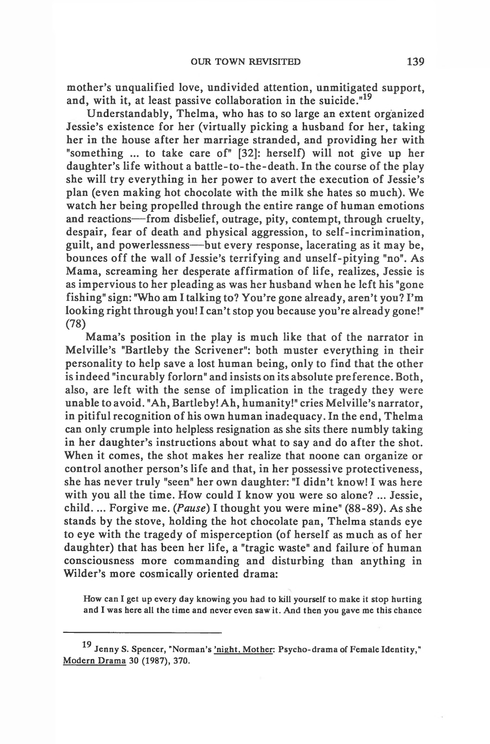mother's unqualified love, undivided attention, unmitigated support, and, with it, at least passive collaboration in the suicide."[19]

Understandably, Thelma, who has to so large an extent organized Jessie's existence for her (virtually picking a husband for her, taking her in the house after her marriage stranded, and providing her with "something ... to take care of" [32]: herself) will not give up her daughter's life without a battle-to-the-death. In the course of the play she will try everything in her power to avert the execution of Jessie's plan (even making hot chocolate with the milk she hates so much). We watch her being propelled through the entire range of human emotions and reactions—from disbelief, outrage, pity, contempt, through cruelty, despair, fear of death and physical aggression, to self-incrimination, guilt, and powerlessness—but every response, lacerating as it may be, bounces off the wall of Jessie's terrifying and unself-pitying "no". As Mama, screaming her desperate affirmation of life, realizes, Jessie is as impervious to her pleading as was her husband when he left his "gone fishing" sign: "Who am I talking to? You're gone already, aren't you? I'm looking right through you! I can't stop you because you're already gone!" (78)

Mama's position in the play is much like that of the narrator in Melville's "Bartleby the Scrivener": both muster everything in their personality to help save a lost human being, only to find that the other is indeed "incurably forlorn" and insists on its absolute preference. Both, also, are left with the sense of implication in the tragedy they were unable to avoid. "Ah, Bartleby! Ah, humanity!" cries Melville's narrator, in pitiful recognition of his own human inadequacy. In the end, Thelma can only crumple into helpless resignation as she sits there numbly taking in her daughter's instructions about what to say and do after the shot. When it comes, the shot makes her realize that noone can organize or control another person's life and that, in her possessive protectiveness, she has never truly "seen" her own daughter: "I didn't know! I was here with you all the time. How could I know you were so alone? ... Jessie, child. ... Forgive me. (*Pause*) I thought you were mine" (88-89). As she stands by the stove, holding the hot chocolate pan, Thelma stands eye to eye with the tragedy of misperception (of herself as much as of her daughter) that has been her life, a "tragic waste" and failure of human consciousness more commanding and disturbing than anything in Wilder's more cosmically oriented drama:

> How can I get up every day knowing you had to kill yourself to make it stop hurting and I was here all the time and never even saw it. And then you gave me this chance

---

[19] Jenny S. Spencer, "Norman's <u>'night, Mother</u>: Psycho-drama of Female Identity," <u>Modern Drama</u> 30 (1987), 370.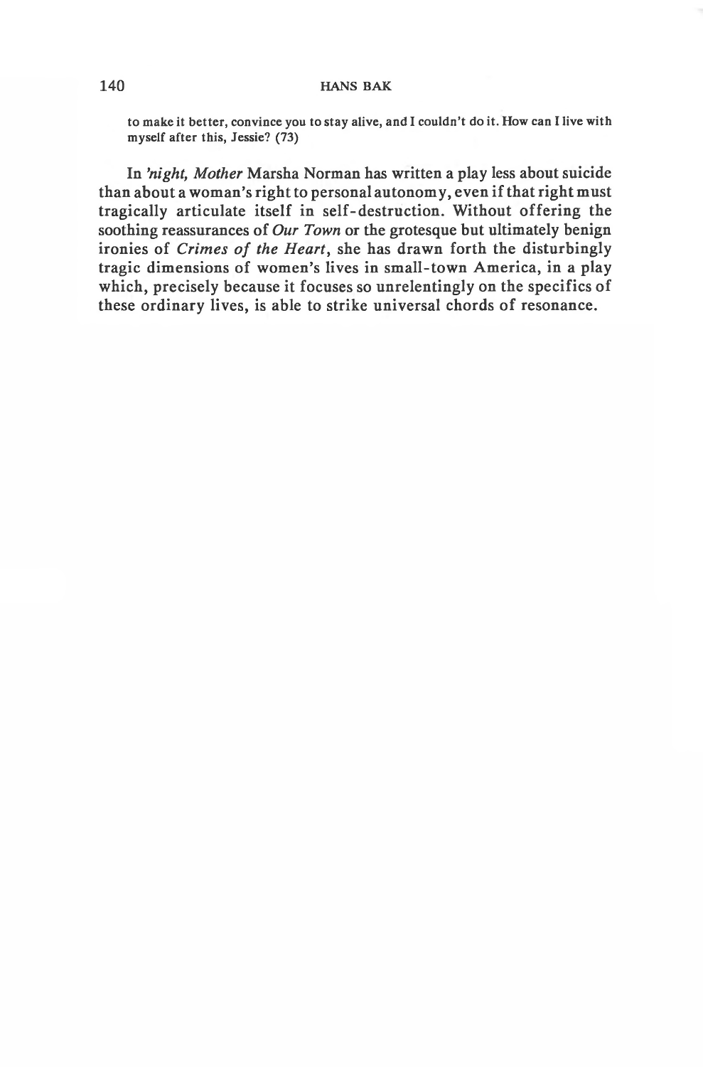to make it better, convince you to stay alive, and I couldn't do it. How can I live with myself after this, Jessie? (73)

In *'night, Mother* Marsha Norman has written a play less about suicide than about a woman's right to personal autonomy, even if that right must tragically articulate itself in self-destruction. Without offering the soothing reassurances of *Our Town* or the grotesque but ultimately benign ironies of *Crimes of the Heart*, she has drawn forth the disturbingly tragic dimensions of women's lives in small-town America, in a play which, precisely because it focuses so unrelentingly on the specifics of these ordinary lives, is able to strike universal chords of resonance.